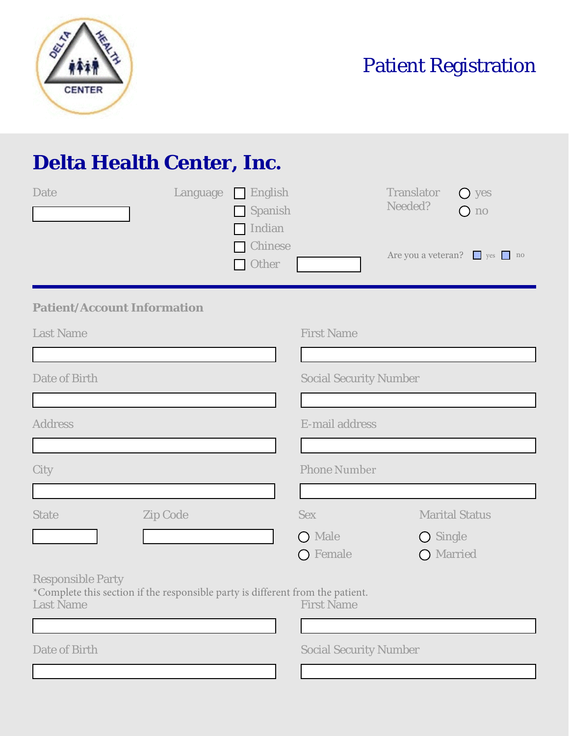# Patient Registration

## Delta Health Center, Inc.

Date

Language
- ☐ English
- ☐ Spanish
- ☐ Indian
- ☐ Chinese
- ☐ Other

Translator Needed?
- ○ yes
- ○ no

Are you a veteran? ☐ yes ☐ no

### Patient/Account Information

Last Name

First Name

Date of Birth

Social Security Number

Address

E-mail address

City

Phone Number

State

Zip Code

Sex
- ○ Male
- ○ Female

Marital Status
- ○ Single
- ○ Married

Responsible Party

*Complete this section if the responsible party is different from the patient.

Last Name

First Name

Date of Birth

Social Security Number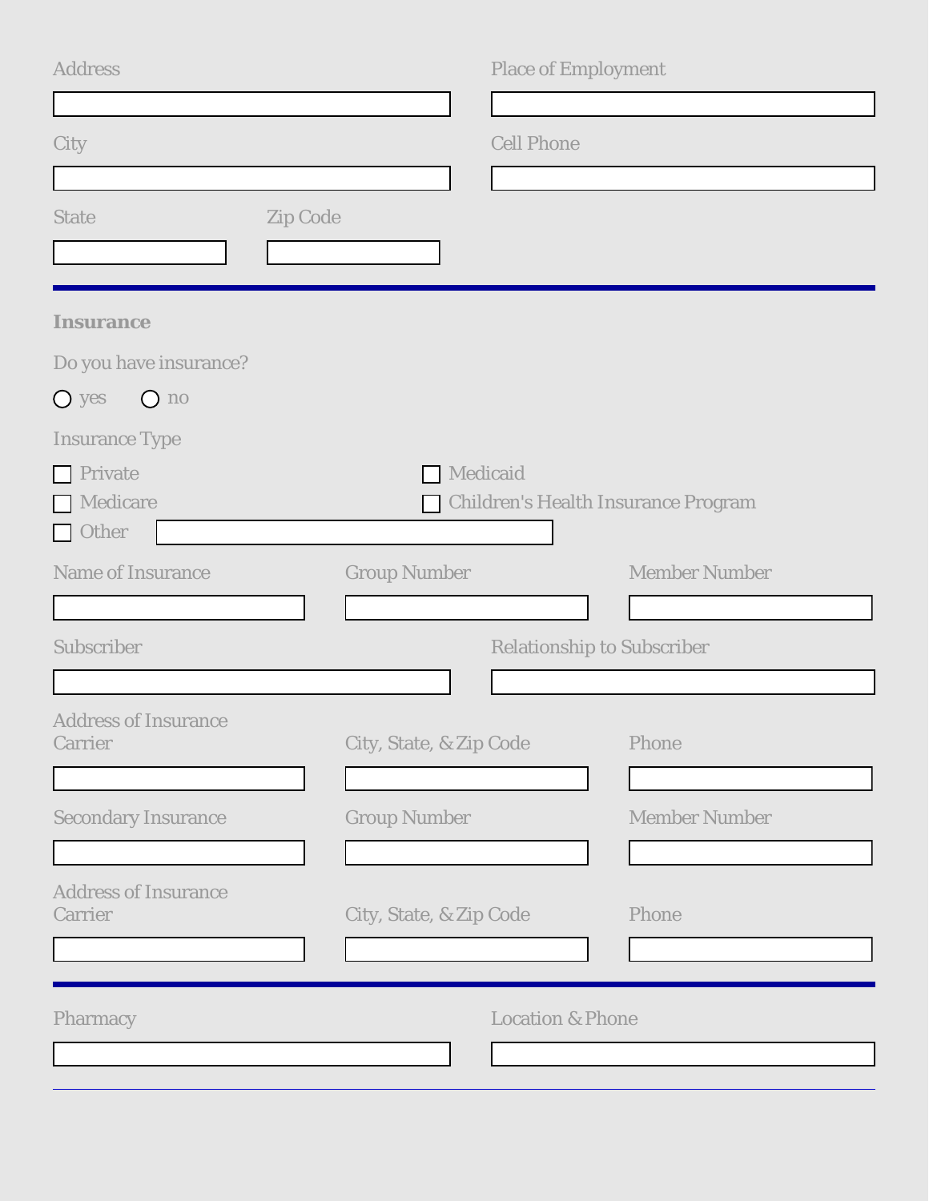Address

Place of Employment

City

Cell Phone

State

Zip Code

---

**Insurance**

Do you have insurance?

○ yes ○ no

Insurance Type

☐ Private

☐ Medicaid

☐ Medicare

☐ Children's Health Insurance Program

☐ Other

Name of Insurance

Group Number

Member Number

Subscriber

Relationship to Subscriber

Address of Insurance Carrier

City, State, & Zip Code

Phone

Secondary Insurance

Group Number

Member Number

Address of Insurance Carrier

City, State, & Zip Code

Phone

---

Pharmacy

Location & Phone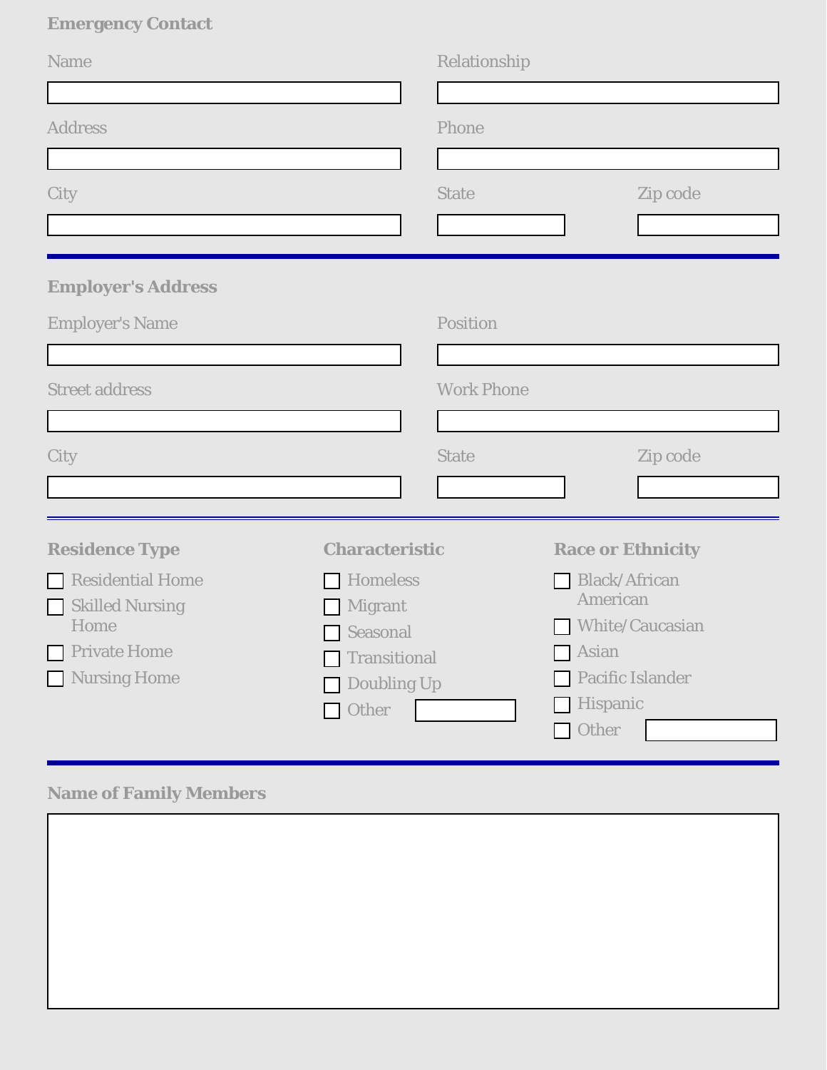## Emergency Contact

Name: ____________________

Relationship: ____________________

Address: ____________________

Phone: ____________________

City: ____________________

State: __________

Zip code: __________

---

## Employer's Address

Employer's Name: ____________________

Position: ____________________

Street address: ____________________

Work Phone: ____________________

City: ____________________

State: __________

Zip code: __________

---

### Residence Type

- [ ] Residential Home
- [ ] Skilled Nursing Home
- [ ] Private Home
- [ ] Nursing Home

### Characteristic

- [ ] Homeless
- [ ] Migrant
- [ ] Seasonal
- [ ] Transitional
- [ ] Doubling Up
- [ ] Other __________

### Race or Ethnicity

- [ ] Black/African American
- [ ] White/Caucasian
- [ ] Asian
- [ ] Pacific Islander
- [ ] Hispanic
- [ ] Other __________

---

## Name of Family Members

____________________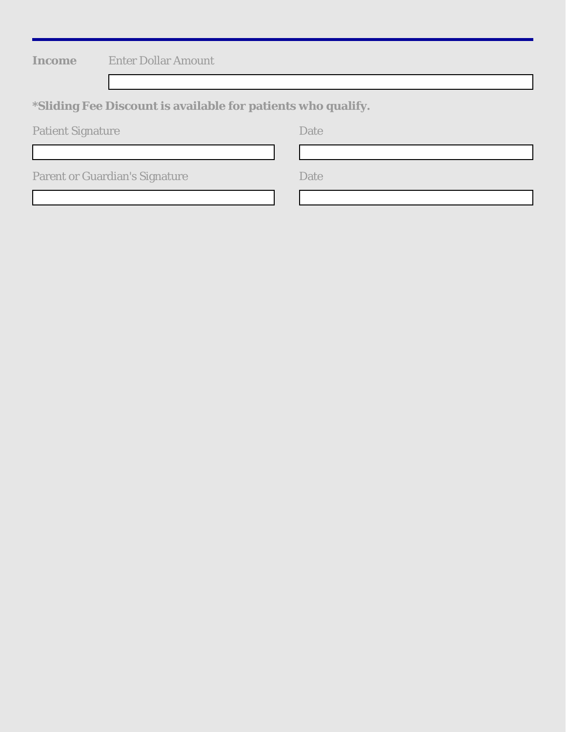**Income** Enter Dollar Amount

\_\_\_\_\_\_\_\_\_\_\_\_\_\_\_\_\_\_\_\_

**\*Sliding Fee Discount is available for patients who qualify.**

| Patient Signature | Date |
| --- | --- |
| | |

| Parent or Guardian's Signature | Date |
| --- | --- |
| | |